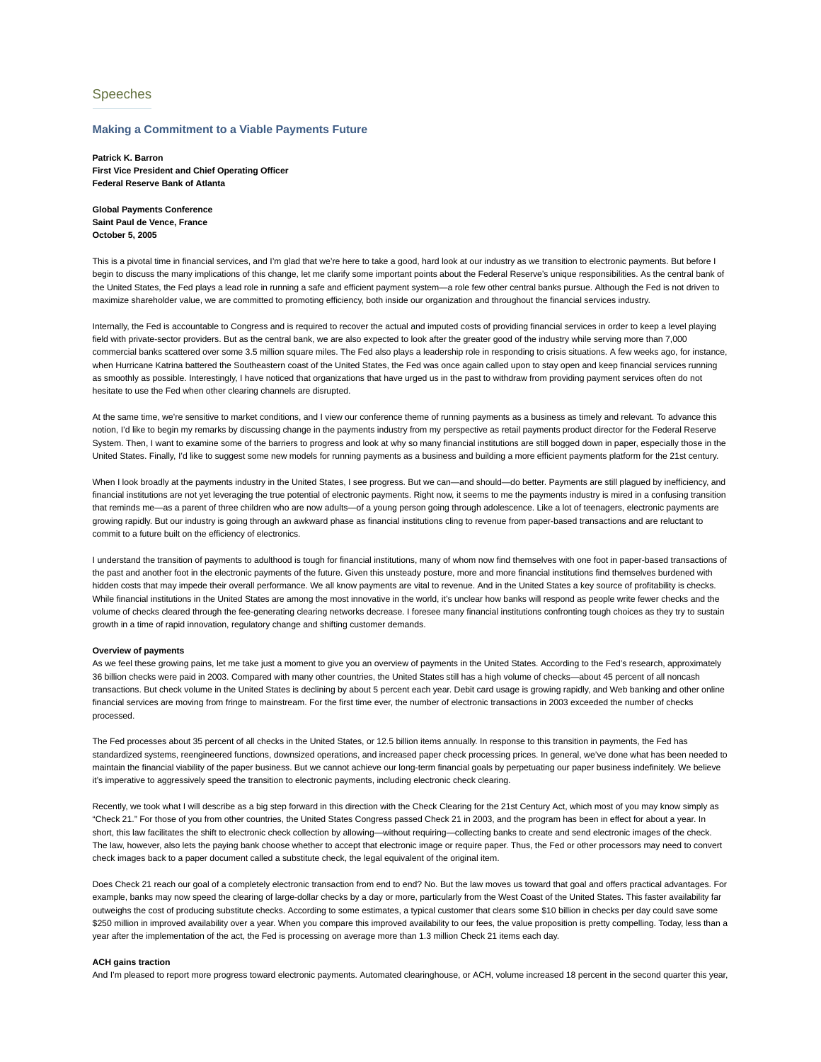## Speeches

### Making a Commitment to a Viable Payments Future

**Patrick K. Barron**
**First Vice President and Chief Operating Officer**
**Federal Reserve Bank of Atlanta**

**Global Payments Conference**
**Saint Paul de Vence, France**
**October 5, 2005**

This is a pivotal time in financial services, and I'm glad that we're here to take a good, hard look at our industry as we transition to electronic payments. But before I begin to discuss the many implications of this change, let me clarify some important points about the Federal Reserve's unique responsibilities. As the central bank of the United States, the Fed plays a lead role in running a safe and efficient payment system—a role few other central banks pursue. Although the Fed is not driven to maximize shareholder value, we are committed to promoting efficiency, both inside our organization and throughout the financial services industry.

Internally, the Fed is accountable to Congress and is required to recover the actual and imputed costs of providing financial services in order to keep a level playing field with private-sector providers. But as the central bank, we are also expected to look after the greater good of the industry while serving more than 7,000 commercial banks scattered over some 3.5 million square miles. The Fed also plays a leadership role in responding to crisis situations. A few weeks ago, for instance, when Hurricane Katrina battered the Southeastern coast of the United States, the Fed was once again called upon to stay open and keep financial services running as smoothly as possible. Interestingly, I have noticed that organizations that have urged us in the past to withdraw from providing payment services often do not hesitate to use the Fed when other clearing channels are disrupted.

At the same time, we're sensitive to market conditions, and I view our conference theme of running payments as a business as timely and relevant. To advance this notion, I'd like to begin my remarks by discussing change in the payments industry from my perspective as retail payments product director for the Federal Reserve System. Then, I want to examine some of the barriers to progress and look at why so many financial institutions are still bogged down in paper, especially those in the United States. Finally, I'd like to suggest some new models for running payments as a business and building a more efficient payments platform for the 21st century.

When I look broadly at the payments industry in the United States, I see progress. But we can—and should—do better. Payments are still plagued by inefficiency, and financial institutions are not yet leveraging the true potential of electronic payments. Right now, it seems to me the payments industry is mired in a confusing transition that reminds me—as a parent of three children who are now adults—of a young person going through adolescence. Like a lot of teenagers, electronic payments are growing rapidly. But our industry is going through an awkward phase as financial institutions cling to revenue from paper-based transactions and are reluctant to commit to a future built on the efficiency of electronics.

I understand the transition of payments to adulthood is tough for financial institutions, many of whom now find themselves with one foot in paper-based transactions of the past and another foot in the electronic payments of the future. Given this unsteady posture, more and more financial institutions find themselves burdened with hidden costs that may impede their overall performance. We all know payments are vital to revenue. And in the United States a key source of profitability is checks. While financial institutions in the United States are among the most innovative in the world, it's unclear how banks will respond as people write fewer checks and the volume of checks cleared through the fee-generating clearing networks decrease. I foresee many financial institutions confronting tough choices as they try to sustain growth in a time of rapid innovation, regulatory change and shifting customer demands.

**Overview of payments**

As we feel these growing pains, let me take just a moment to give you an overview of payments in the United States. According to the Fed's research, approximately 36 billion checks were paid in 2003. Compared with many other countries, the United States still has a high volume of checks—about 45 percent of all noncash transactions. But check volume in the United States is declining by about 5 percent each year. Debit card usage is growing rapidly, and Web banking and other online financial services are moving from fringe to mainstream. For the first time ever, the number of electronic transactions in 2003 exceeded the number of checks processed.

The Fed processes about 35 percent of all checks in the United States, or 12.5 billion items annually. In response to this transition in payments, the Fed has standardized systems, reengineered functions, downsized operations, and increased paper check processing prices. In general, we've done what has been needed to maintain the financial viability of the paper business. But we cannot achieve our long-term financial goals by perpetuating our paper business indefinitely. We believe it's imperative to aggressively speed the transition to electronic payments, including electronic check clearing.

Recently, we took what I will describe as a big step forward in this direction with the Check Clearing for the 21st Century Act, which most of you may know simply as "Check 21." For those of you from other countries, the United States Congress passed Check 21 in 2003, and the program has been in effect for about a year. In short, this law facilitates the shift to electronic check collection by allowing—without requiring—collecting banks to create and send electronic images of the check. The law, however, also lets the paying bank choose whether to accept that electronic image or require paper. Thus, the Fed or other processors may need to convert check images back to a paper document called a substitute check, the legal equivalent of the original item.

Does Check 21 reach our goal of a completely electronic transaction from end to end? No. But the law moves us toward that goal and offers practical advantages. For example, banks may now speed the clearing of large-dollar checks by a day or more, particularly from the West Coast of the United States. This faster availability far outweighs the cost of producing substitute checks. According to some estimates, a typical customer that clears some $10 billion in checks per day could save some $250 million in improved availability over a year. When you compare this improved availability to our fees, the value proposition is pretty compelling. Today, less than a year after the implementation of the act, the Fed is processing on average more than 1.3 million Check 21 items each day.

**ACH gains traction**

And I'm pleased to report more progress toward electronic payments. Automated clearinghouse, or ACH, volume increased 18 percent in the second quarter this year,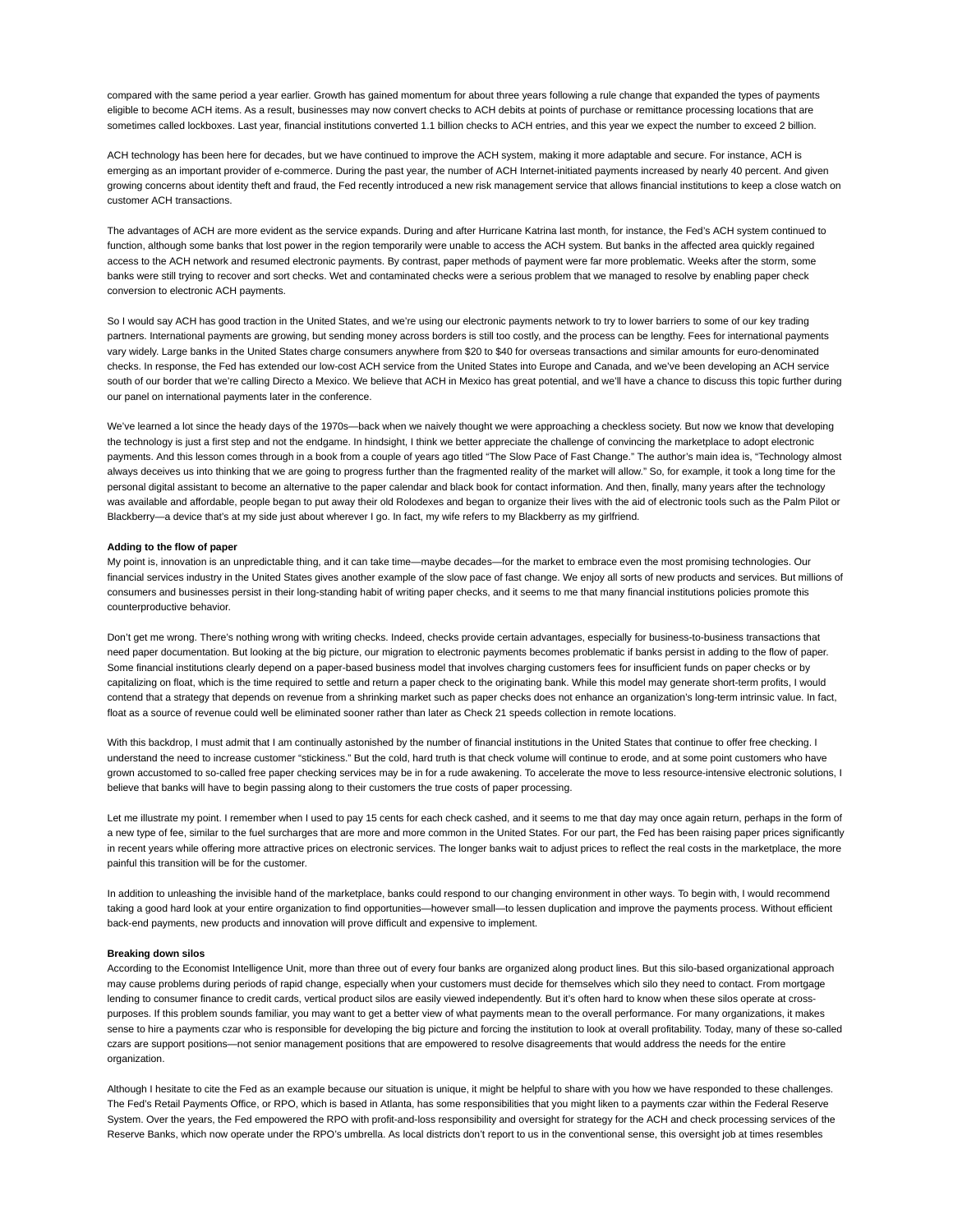compared with the same period a year earlier. Growth has gained momentum for about three years following a rule change that expanded the types of payments eligible to become ACH items. As a result, businesses may now convert checks to ACH debits at points of purchase or remittance processing locations that are sometimes called lockboxes. Last year, financial institutions converted 1.1 billion checks to ACH entries, and this year we expect the number to exceed 2 billion.

ACH technology has been here for decades, but we have continued to improve the ACH system, making it more adaptable and secure. For instance, ACH is emerging as an important provider of e-commerce. During the past year, the number of ACH Internet-initiated payments increased by nearly 40 percent. And given growing concerns about identity theft and fraud, the Fed recently introduced a new risk management service that allows financial institutions to keep a close watch on customer ACH transactions.

The advantages of ACH are more evident as the service expands. During and after Hurricane Katrina last month, for instance, the Fed's ACH system continued to function, although some banks that lost power in the region temporarily were unable to access the ACH system. But banks in the affected area quickly regained access to the ACH network and resumed electronic payments. By contrast, paper methods of payment were far more problematic. Weeks after the storm, some banks were still trying to recover and sort checks. Wet and contaminated checks were a serious problem that we managed to resolve by enabling paper check conversion to electronic ACH payments.

So I would say ACH has good traction in the United States, and we're using our electronic payments network to try to lower barriers to some of our key trading partners. International payments are growing, but sending money across borders is still too costly, and the process can be lengthy. Fees for international payments vary widely. Large banks in the United States charge consumers anywhere from $20 to $40 for overseas transactions and similar amounts for euro-denominated checks. In response, the Fed has extended our low-cost ACH service from the United States into Europe and Canada, and we've been developing an ACH service south of our border that we're calling Directo a Mexico. We believe that ACH in Mexico has great potential, and we'll have a chance to discuss this topic further during our panel on international payments later in the conference.

We've learned a lot since the heady days of the 1970s—back when we naively thought we were approaching a checkless society. But now we know that developing the technology is just a first step and not the endgame. In hindsight, I think we better appreciate the challenge of convincing the marketplace to adopt electronic payments. And this lesson comes through in a book from a couple of years ago titled "The Slow Pace of Fast Change." The author's main idea is, "Technology almost always deceives us into thinking that we are going to progress further than the fragmented reality of the market will allow." So, for example, it took a long time for the personal digital assistant to become an alternative to the paper calendar and black book for contact information. And then, finally, many years after the technology was available and affordable, people began to put away their old Rolodexes and began to organize their lives with the aid of electronic tools such as the Palm Pilot or Blackberry—a device that's at my side just about wherever I go. In fact, my wife refers to my Blackberry as my girlfriend.

**Adding to the flow of paper**

My point is, innovation is an unpredictable thing, and it can take time—maybe decades—for the market to embrace even the most promising technologies. Our financial services industry in the United States gives another example of the slow pace of fast change. We enjoy all sorts of new products and services. But millions of consumers and businesses persist in their long-standing habit of writing paper checks, and it seems to me that many financial institutions policies promote this counterproductive behavior.

Don't get me wrong. There's nothing wrong with writing checks. Indeed, checks provide certain advantages, especially for business-to-business transactions that need paper documentation. But looking at the big picture, our migration to electronic payments becomes problematic if banks persist in adding to the flow of paper. Some financial institutions clearly depend on a paper-based business model that involves charging customers fees for insufficient funds on paper checks or by capitalizing on float, which is the time required to settle and return a paper check to the originating bank. While this model may generate short-term profits, I would contend that a strategy that depends on revenue from a shrinking market such as paper checks does not enhance an organization's long-term intrinsic value. In fact, float as a source of revenue could well be eliminated sooner rather than later as Check 21 speeds collection in remote locations.

With this backdrop, I must admit that I am continually astonished by the number of financial institutions in the United States that continue to offer free checking. I understand the need to increase customer "stickiness." But the cold, hard truth is that check volume will continue to erode, and at some point customers who have grown accustomed to so-called free paper checking services may be in for a rude awakening. To accelerate the move to less resource-intensive electronic solutions, I believe that banks will have to begin passing along to their customers the true costs of paper processing.

Let me illustrate my point. I remember when I used to pay 15 cents for each check cashed, and it seems to me that day may once again return, perhaps in the form of a new type of fee, similar to the fuel surcharges that are more and more common in the United States. For our part, the Fed has been raising paper prices significantly in recent years while offering more attractive prices on electronic services. The longer banks wait to adjust prices to reflect the real costs in the marketplace, the more painful this transition will be for the customer.

In addition to unleashing the invisible hand of the marketplace, banks could respond to our changing environment in other ways. To begin with, I would recommend taking a good hard look at your entire organization to find opportunities—however small—to lessen duplication and improve the payments process. Without efficient back-end payments, new products and innovation will prove difficult and expensive to implement.

**Breaking down silos**

According to the Economist Intelligence Unit, more than three out of every four banks are organized along product lines. But this silo-based organizational approach may cause problems during periods of rapid change, especially when your customers must decide for themselves which silo they need to contact. From mortgage lending to consumer finance to credit cards, vertical product silos are easily viewed independently. But it's often hard to know when these silos operate at cross-purposes. If this problem sounds familiar, you may want to get a better view of what payments mean to the overall performance. For many organizations, it makes sense to hire a payments czar who is responsible for developing the big picture and forcing the institution to look at overall profitability. Today, many of these so-called czars are support positions—not senior management positions that are empowered to resolve disagreements that would address the needs for the entire organization.

Although I hesitate to cite the Fed as an example because our situation is unique, it might be helpful to share with you how we have responded to these challenges. The Fed's Retail Payments Office, or RPO, which is based in Atlanta, has some responsibilities that you might liken to a payments czar within the Federal Reserve System. Over the years, the Fed empowered the RPO with profit-and-loss responsibility and oversight for strategy for the ACH and check processing services of the Reserve Banks, which now operate under the RPO's umbrella. As local districts don't report to us in the conventional sense, this oversight job at times resembles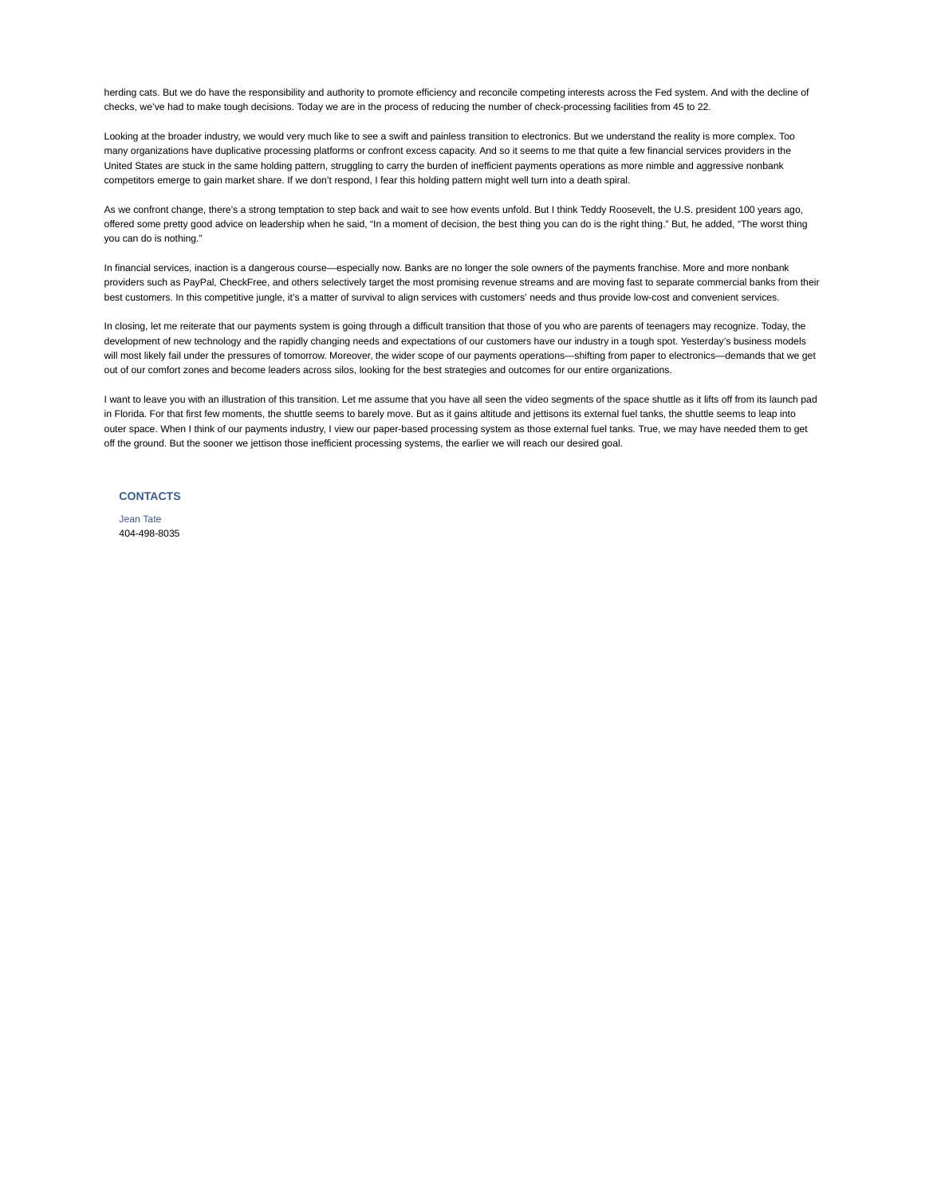herding cats. But we do have the responsibility and authority to promote efficiency and reconcile competing interests across the Fed system. And with the decline of checks, we've had to make tough decisions. Today we are in the process of reducing the number of check-processing facilities from 45 to 22.

Looking at the broader industry, we would very much like to see a swift and painless transition to electronics. But we understand the reality is more complex. Too many organizations have duplicative processing platforms or confront excess capacity. And so it seems to me that quite a few financial services providers in the United States are stuck in the same holding pattern, struggling to carry the burden of inefficient payments operations as more nimble and aggressive nonbank competitors emerge to gain market share. If we don't respond, I fear this holding pattern might well turn into a death spiral.

As we confront change, there's a strong temptation to step back and wait to see how events unfold. But I think Teddy Roosevelt, the U.S. president 100 years ago, offered some pretty good advice on leadership when he said, "In a moment of decision, the best thing you can do is the right thing." But, he added, "The worst thing you can do is nothing."

In financial services, inaction is a dangerous course—especially now. Banks are no longer the sole owners of the payments franchise. More and more nonbank providers such as PayPal, CheckFree, and others selectively target the most promising revenue streams and are moving fast to separate commercial banks from their best customers. In this competitive jungle, it's a matter of survival to align services with customers' needs and thus provide low-cost and convenient services.

In closing, let me reiterate that our payments system is going through a difficult transition that those of you who are parents of teenagers may recognize. Today, the development of new technology and the rapidly changing needs and expectations of our customers have our industry in a tough spot. Yesterday's business models will most likely fail under the pressures of tomorrow. Moreover, the wider scope of our payments operations—shifting from paper to electronics—demands that we get out of our comfort zones and become leaders across silos, looking for the best strategies and outcomes for our entire organizations.

I want to leave you with an illustration of this transition. Let me assume that you have all seen the video segments of the space shuttle as it lifts off from its launch pad in Florida. For that first few moments, the shuttle seems to barely move. But as it gains altitude and jettisons its external fuel tanks, the shuttle seems to leap into outer space. When I think of our payments industry, I view our paper-based processing system as those external fuel tanks. True, we may have needed them to get off the ground. But the sooner we jettison those inefficient processing systems, the earlier we will reach our desired goal.

### CONTACTS

Jean Tate
404-498-8035